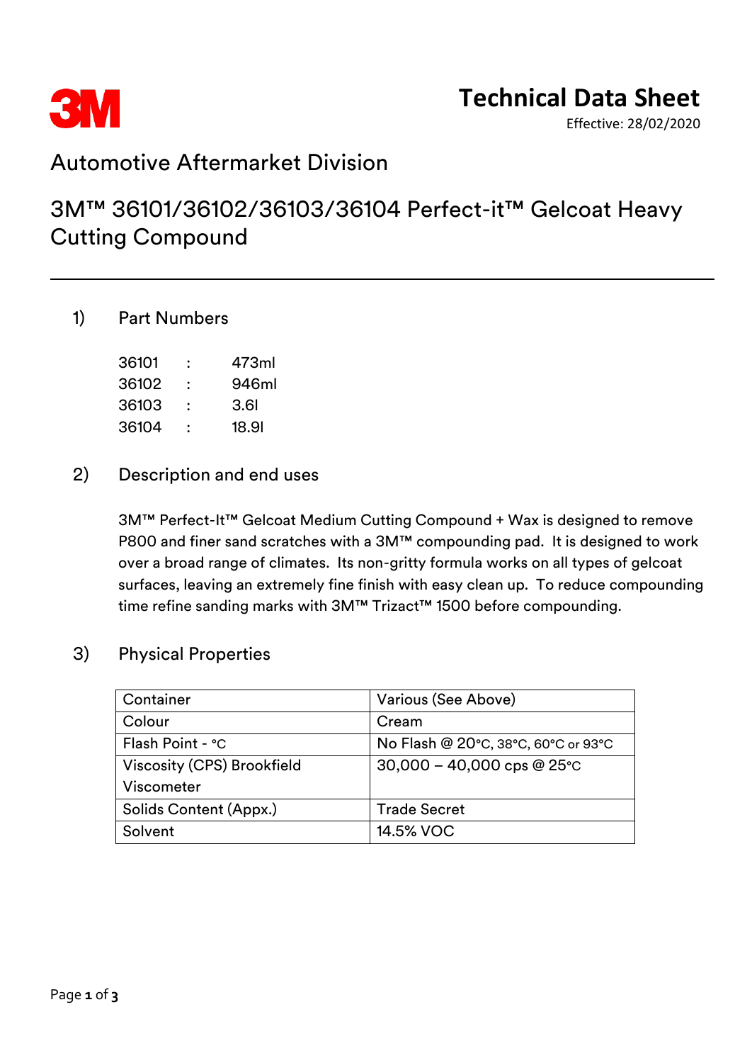3M

# Technical Data Sheet

Effective: 28/02/2020

## Automotive Aftermarket Division

## 3M™ 36101/36102/36103/36104 Perfect-it™ Gelcoat Heavy Cutting Compound

---

### 1) Part Numbers

| | | |
|---|---|---|
| 36101 | : | 473ml |
| 36102 | : | 946ml |
| 36103 | : | 3.6l |
| 36104 | : | 18.9l |

### 2) Description and end uses

3M™ Perfect-It™ Gelcoat Medium Cutting Compound + Wax is designed to remove P800 and finer sand scratches with a 3M™ compounding pad. It is designed to work over a broad range of climates. Its non-gritty formula works on all types of gelcoat surfaces, leaving an extremely fine finish with easy clean up. To reduce compounding time refine sanding marks with 3M™ Trizact™ 1500 before compounding.

### 3) Physical Properties

| | |
|---|---|
| Container | Various (See Above) |
| Colour | Cream |
| Flash Point - °C | No Flash @ 20°C, 38°C, 60°C or 93°C |
| Viscosity (CPS) Brookfield Viscometer | 30,000 – 40,000 cps @ 25°C |
| Solids Content (Appx.) | Trade Secret |
| Solvent | 14.5% VOC |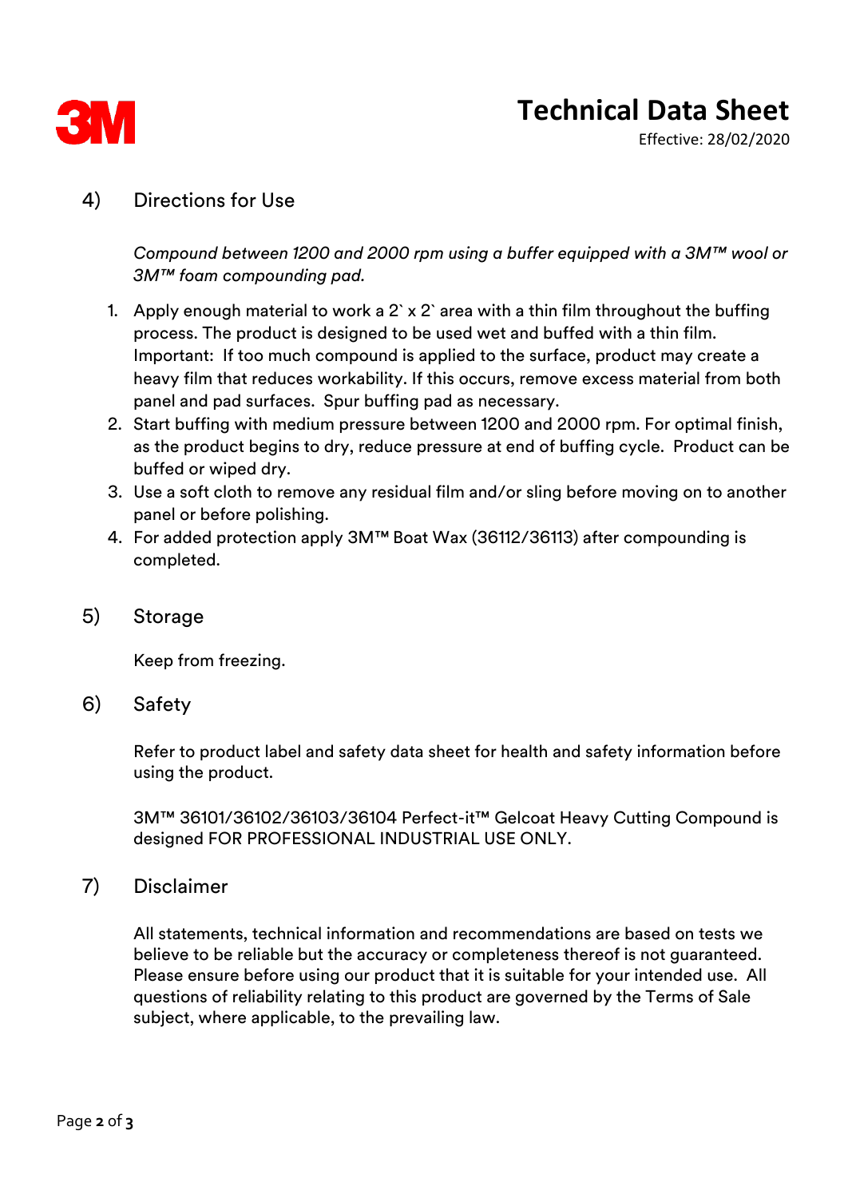## 4) Directions for Use

*Compound between 1200 and 2000 rpm using a buffer equipped with a 3M™ wool or 3M™ foam compounding pad.*

1. Apply enough material to work a 2` x 2` area with a thin film throughout the buffing process. The product is designed to be used wet and buffed with a thin film. Important: If too much compound is applied to the surface, product may create a heavy film that reduces workability. If this occurs, remove excess material from both panel and pad surfaces. Spur buffing pad as necessary.
2. Start buffing with medium pressure between 1200 and 2000 rpm. For optimal finish, as the product begins to dry, reduce pressure at end of buffing cycle. Product can be buffed or wiped dry.
3. Use a soft cloth to remove any residual film and/or sling before moving on to another panel or before polishing.
4. For added protection apply 3M™ Boat Wax (36112/36113) after compounding is completed.

## 5) Storage

Keep from freezing.

## 6) Safety

Refer to product label and safety data sheet for health and safety information before using the product.

3M™ 36101/36102/36103/36104 Perfect-it™ Gelcoat Heavy Cutting Compound is designed FOR PROFESSIONAL INDUSTRIAL USE ONLY.

## 7) Disclaimer

All statements, technical information and recommendations are based on tests we believe to be reliable but the accuracy or completeness thereof is not guaranteed. Please ensure before using our product that it is suitable for your intended use. All questions of reliability relating to this product are governed by the Terms of Sale subject, where applicable, to the prevailing law.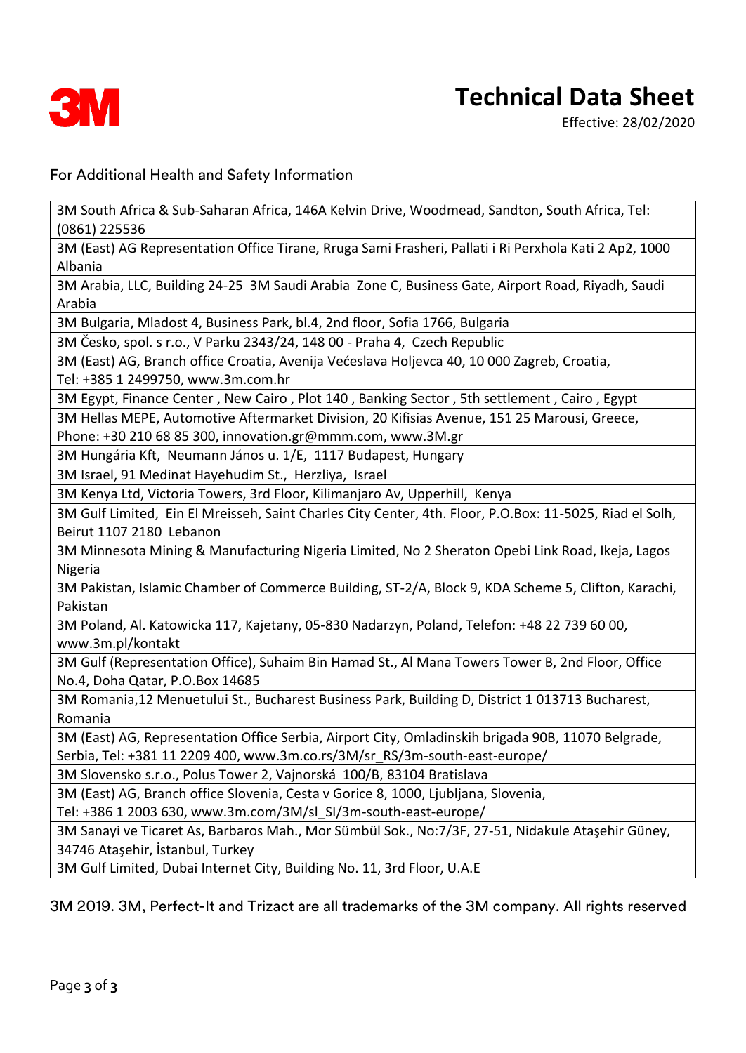# Technical Data Sheet

Effective: 28/02/2020

For Additional Health and Safety Information

| |
|---|
| 3M South Africa & Sub-Saharan Africa, 146A Kelvin Drive, Woodmead, Sandton, South Africa, Tel: (0861) 225536 |
| 3M (East) AG Representation Office Tirane, Rruga Sami Frasheri, Pallati i Ri Perxhola Kati 2 Ap2, 1000 Albania |
| 3M Arabia, LLC, Building 24-25 3M Saudi Arabia Zone C, Business Gate, Airport Road, Riyadh, Saudi Arabia |
| 3M Bulgaria, Mladost 4, Business Park, bl.4, 2nd floor, Sofia 1766, Bulgaria |
| 3M Česko, spol. s r.o., V Parku 2343/24, 148 00 - Praha 4, Czech Republic |
| 3M (East) AG, Branch office Croatia, Avenija Većeslava Holjevca 40, 10 000 Zagreb, Croatia, Tel: +385 1 2499750, www.3m.com.hr |
| 3M Egypt, Finance Center , New Cairo , Plot 140 , Banking Sector , 5th settlement , Cairo , Egypt |
| 3M Hellas MEPE, Automotive Aftermarket Division, 20 Kifisias Avenue, 151 25 Marousi, Greece, Phone: +30 210 68 85 300, innovation.gr@mmm.com, www.3M.gr |
| 3M Hungária Kft, Neumann János u. 1/E, 1117 Budapest, Hungary |
| 3M Israel, 91 Medinat Hayehudim St., Herzliya, Israel |
| 3M Kenya Ltd, Victoria Towers, 3rd Floor, Kilimanjaro Av, Upperhill, Kenya |
| 3M Gulf Limited, Ein El Mreisseh, Saint Charles City Center, 4th. Floor, P.O.Box: 11-5025, Riad el Solh, Beirut 1107 2180 Lebanon |
| 3M Minnesota Mining & Manufacturing Nigeria Limited, No 2 Sheraton Opebi Link Road, Ikeja, Lagos Nigeria |
| 3M Pakistan, Islamic Chamber of Commerce Building, ST-2/A, Block 9, KDA Scheme 5, Clifton, Karachi, Pakistan |
| 3M Poland, Al. Katowicka 117, Kajetany, 05-830 Nadarzyn, Poland, Telefon: +48 22 739 60 00, www.3m.pl/kontakt |
| 3M Gulf (Representation Office), Suhaim Bin Hamad St., Al Mana Towers Tower B, 2nd Floor, Office No.4, Doha Qatar, P.O.Box 14685 |
| 3M Romania,12 Menuetului St., Bucharest Business Park, Building D, District 1 013713 Bucharest, Romania |
| 3M (East) AG, Representation Office Serbia, Airport City, Omladinskih brigada 90B, 11070 Belgrade, Serbia, Tel: +381 11 2209 400, www.3m.co.rs/3M/sr_RS/3m-south-east-europe/ |
| 3M Slovensko s.r.o., Polus Tower 2, Vajnorská 100/B, 83104 Bratislava |
| 3M (East) AG, Branch office Slovenia, Cesta v Gorice 8, 1000, Ljubljana, Slovenia, Tel: +386 1 2003 630, www.3m.com/3M/sl_SI/3m-south-east-europe/ |
| 3M Sanayi ve Ticaret As, Barbaros Mah., Mor Sümbül Sok., No:7/3F, 27-51, Nidakule Ataşehir Güney, 34746 Ataşehir, İstanbul, Turkey |
| 3M Gulf Limited, Dubai Internet City, Building No. 11, 3rd Floor, U.A.E |

3M 2019. 3M, Perfect-It and Trizact are all trademarks of the 3M company. All rights reserved